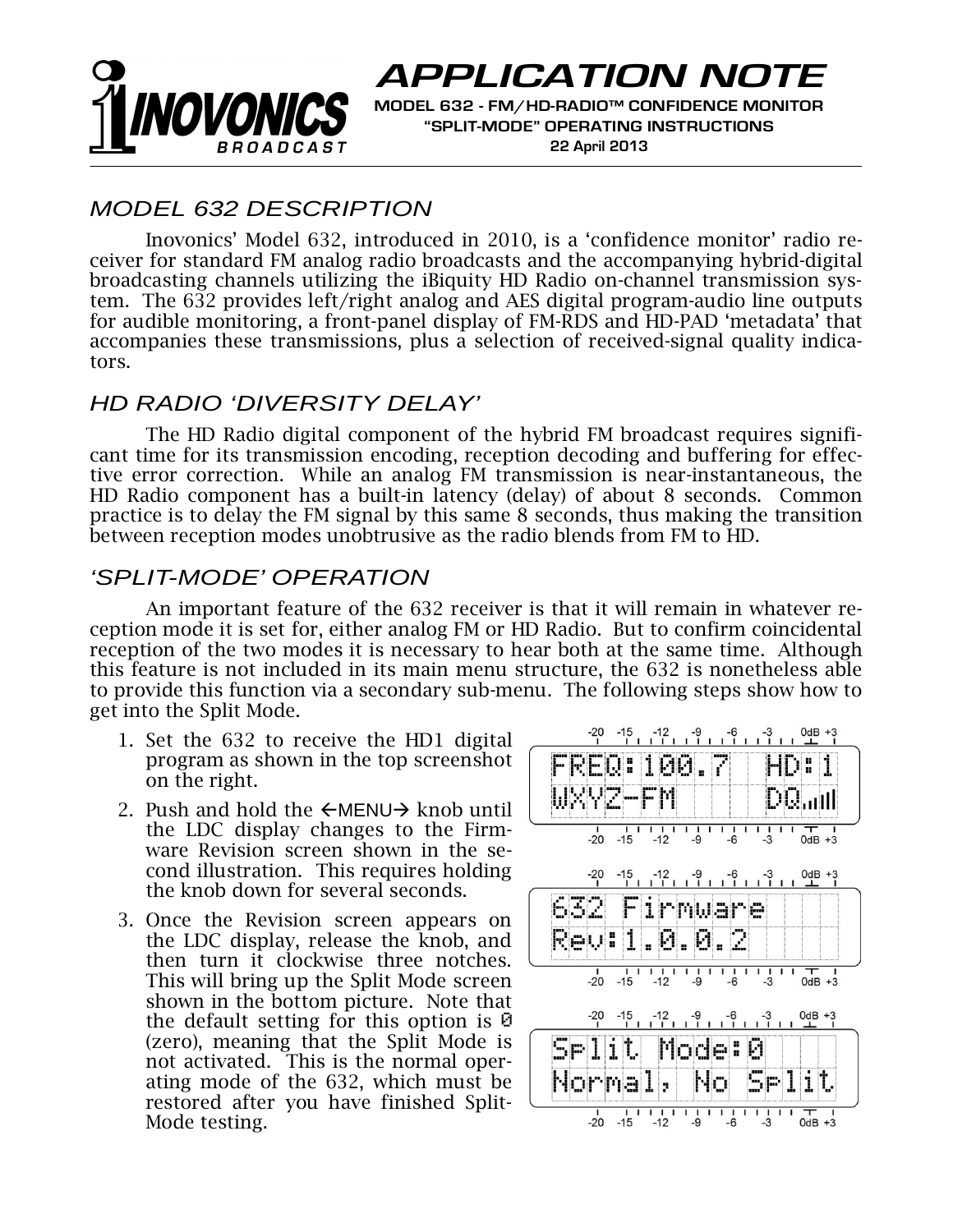# APPLICATION NOTE

**MODEL 632 - FM/HD-RADIO™ CONFIDENCE MONITOR**
**"SPLIT-MODE" OPERATING INSTRUCTIONS**
**22 April 2013**

## MODEL 632 DESCRIPTION

Inovonics' Model 632, introduced in 2010, is a 'confidence monitor' radio receiver for standard FM analog radio broadcasts and the accompanying hybrid-digital broadcasting channels utilizing the iBiquity HD Radio on-channel transmission system. The 632 provides left/right analog and AES digital program-audio line outputs for audible monitoring, a front-panel display of FM-RDS and HD-PAD 'metadata' that accompanies these transmissions, plus a selection of received-signal quality indicators.

## HD RADIO 'DIVERSITY DELAY'

The HD Radio digital component of the hybrid FM broadcast requires significant time for its transmission encoding, reception decoding and buffering for effective error correction. While an analog FM transmission is near-instantaneous, the HD Radio component has a built-in latency (delay) of about 8 seconds. Common practice is to delay the FM signal by this same 8 seconds, thus making the transition between reception modes unobtrusive as the radio blends from FM to HD.

## 'SPLIT-MODE' OPERATION

An important feature of the 632 receiver is that it will remain in whatever reception mode it is set for, either analog FM or HD Radio. But to confirm coincidental reception of the two modes it is necessary to hear both at the same time. Although this feature is not included in its main menu structure, the 632 is nonetheless able to provide this function via a secondary sub-menu. The following steps show how to get into the Split Mode.

1. Set the 632 to receive the HD1 digital program as shown in the top screenshot on the right.
2. Push and hold the ←MENU→ knob until the LDC display changes to the Firmware Revision screen shown in the second illustration. This requires holding the knob down for several seconds.
3. Once the Revision screen appears on the LDC display, release the knob, and then turn it clockwise three notches. This will bring up the Split Mode screen shown in the bottom picture. Note that the default setting for this option is 0 (zero), meaning that the Split Mode is not activated. This is the normal operating mode of the 632, which must be restored after you have finished Split-Mode testing.

```
FREQ:100.7   HD:1
WXYZ-FM      DQ
```

```
632 Firmware
Rev:1.0.0.2
```

```
Split Mode:0
Normal, No Split
```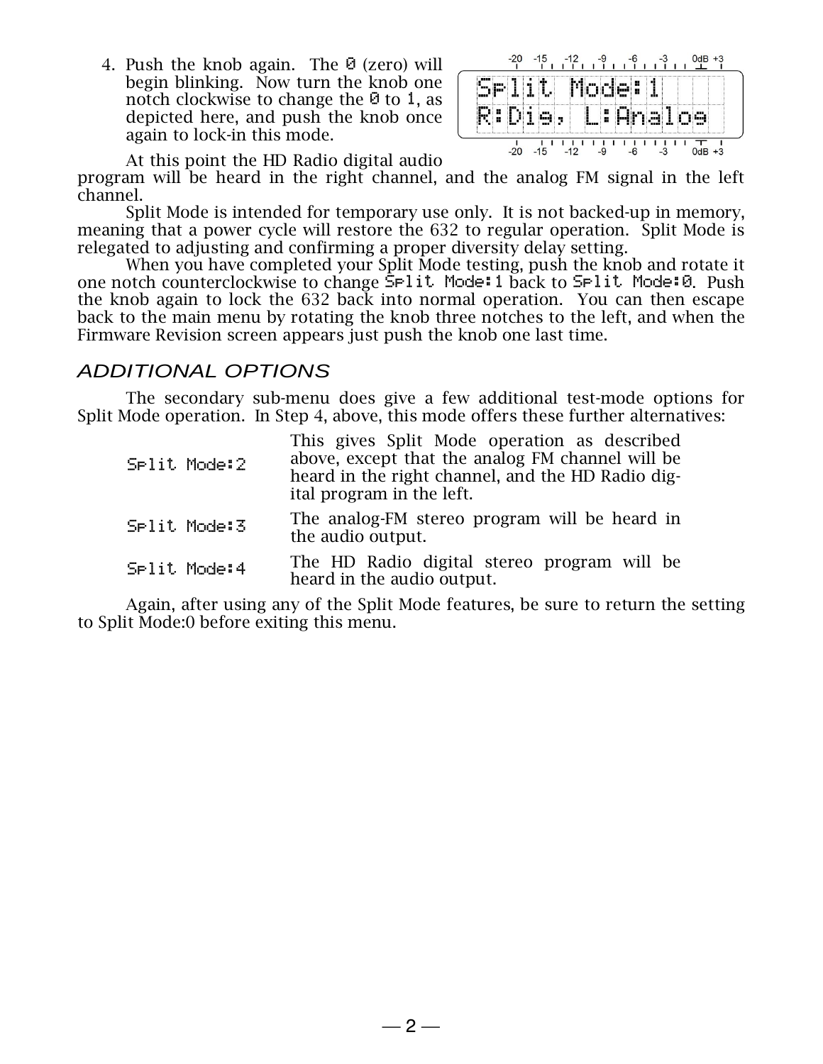4. Push the knob again. The 0 (zero) will begin blinking. Now turn the knob one notch clockwise to change the 0 to 1, as depicted here, and push the knob once again to lock-in this mode.

-20 -15 -12 -9 -6 -3 0dB +3

Split Mode:1
R:Dig, L:Analog

-20 -15 -12 -9 -6 -3 0dB +3

At this point the HD Radio digital audio program will be heard in the right channel, and the analog FM signal in the left channel.

Split Mode is intended for temporary use only. It is not backed-up in memory, meaning that a power cycle will restore the 632 to regular operation. Split Mode is relegated to adjusting and confirming a proper diversity delay setting.

When you have completed your Split Mode testing, push the knob and rotate it one notch counterclockwise to change Split Mode:1 back to Split Mode:0. Push the knob again to lock the 632 back into normal operation. You can then escape back to the main menu by rotating the knob three notches to the left, and when the Firmware Revision screen appears just push the knob one last time.

## *ADDITIONAL OPTIONS*

The secondary sub-menu does give a few additional test-mode options for Split Mode operation. In Step 4, above, this mode offers these further alternatives:

| | |
|---|---|
| Split Mode:2 | This gives Split Mode operation as described above, except that the analog FM channel will be heard in the right channel, and the HD Radio digital program in the left. |
| Split Mode:3 | The analog-FM stereo program will be heard in the audio output. |
| Split Mode:4 | The HD Radio digital stereo program will be heard in the audio output. |

Again, after using any of the Split Mode features, be sure to return the setting to Split Mode:0 before exiting this menu.